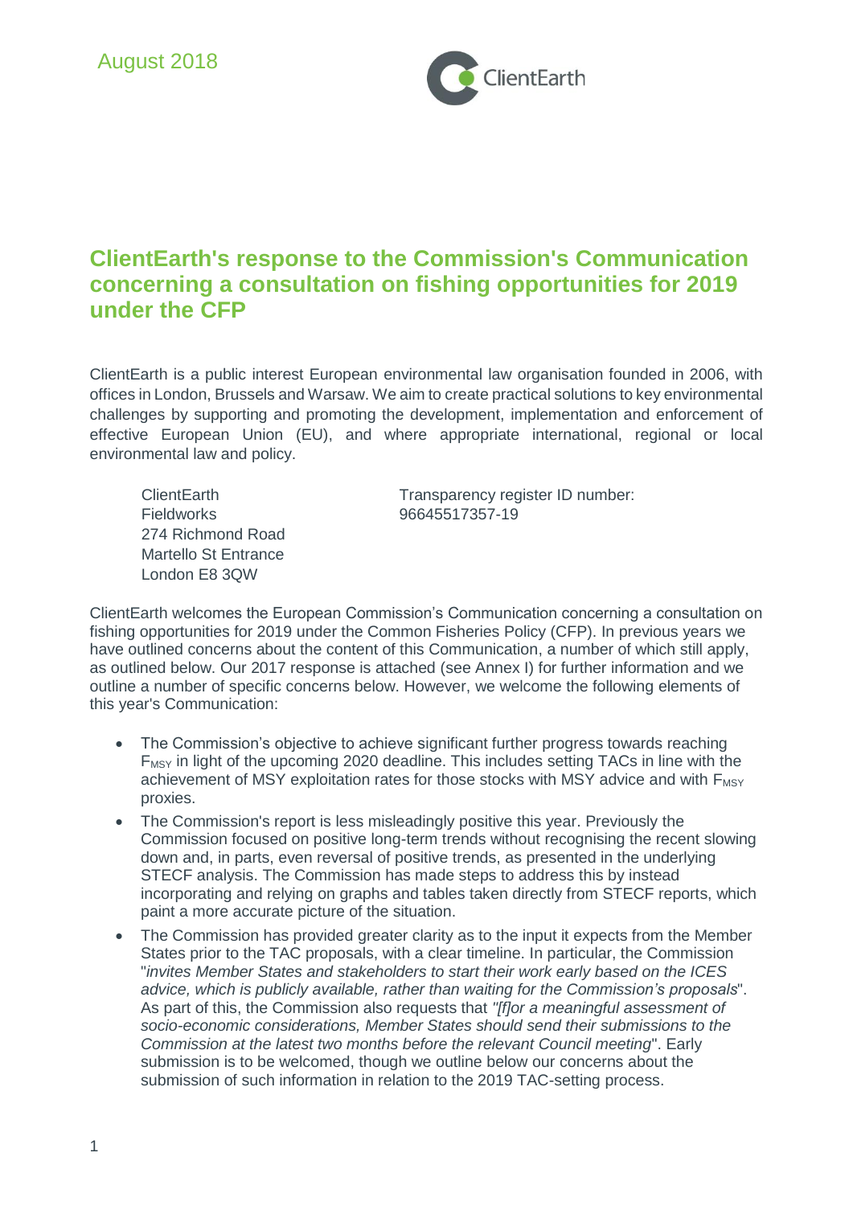August 2018

# ClientEarth's response to the Commission's Communication concerning a consultation on fishing opportunities for 2019 under the CFP

ClientEarth is a public interest European environmental law organisation founded in 2006, with offices in London, Brussels and Warsaw. We aim to create practical solutions to key environmental challenges by supporting and promoting the development, implementation and enforcement of effective European Union (EU), and where appropriate international, regional or local environmental law and policy.

ClientEarth
Fieldworks
274 Richmond Road
Martello St Entrance
London E8 3QW

Transparency register ID number:
96645517357-19

ClientEarth welcomes the European Commission's Communication concerning a consultation on fishing opportunities for 2019 under the Common Fisheries Policy (CFP). In previous years we have outlined concerns about the content of this Communication, a number of which still apply, as outlined below. Our 2017 response is attached (see Annex I) for further information and we outline a number of specific concerns below. However, we welcome the following elements of this year's Communication:

- The Commission's objective to achieve significant further progress towards reaching $F_{MSY}$ in light of the upcoming 2020 deadline. This includes setting TACs in line with the achievement of MSY exploitation rates for those stocks with MSY advice and with $F_{MSY}$ proxies.
- The Commission's report is less misleadingly positive this year. Previously the Commission focused on positive long-term trends without recognising the recent slowing down and, in parts, even reversal of positive trends, as presented in the underlying STECF analysis. The Commission has made steps to address this by instead incorporating and relying on graphs and tables taken directly from STECF reports, which paint a more accurate picture of the situation.
- The Commission has provided greater clarity as to the input it expects from the Member States prior to the TAC proposals, with a clear timeline. In particular, the Commission "*invites Member States and stakeholders to start their work early based on the ICES advice, which is publicly available, rather than waiting for the Commission's proposals*". As part of this, the Commission also requests that *"[f]or a meaningful assessment of socio-economic considerations, Member States should send their submissions to the Commission at the latest two months before the relevant Council meeting*". Early submission is to be welcomed, though we outline below our concerns about the submission of such information in relation to the 2019 TAC-setting process.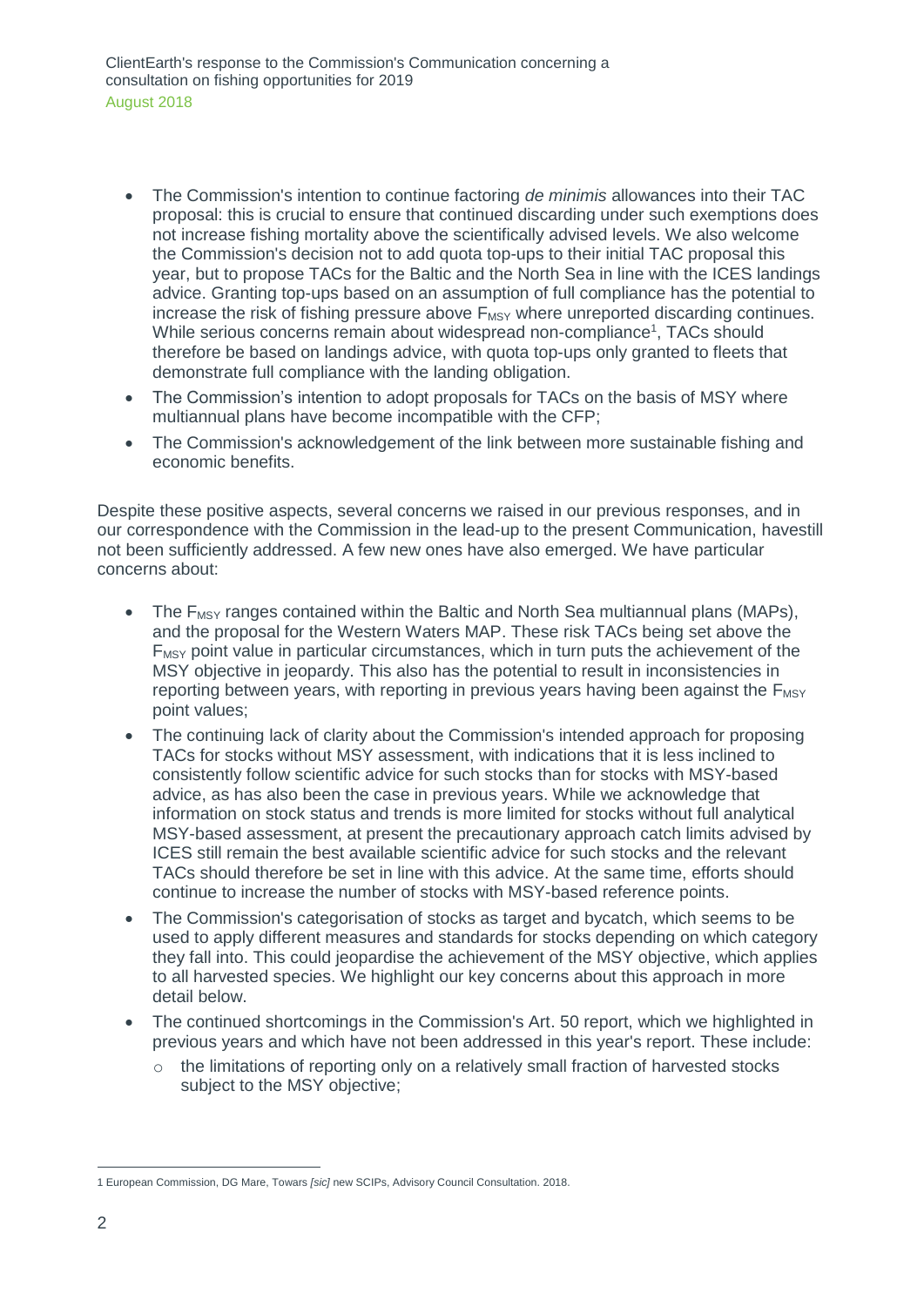- The Commission's intention to continue factoring *de minimis* allowances into their TAC proposal: this is crucial to ensure that continued discarding under such exemptions does not increase fishing mortality above the scientifically advised levels. We also welcome the Commission's decision not to add quota top-ups to their initial TAC proposal this year, but to propose TACs for the Baltic and the North Sea in line with the ICES landings advice. Granting top-ups based on an assumption of full compliance has the potential to increase the risk of fishing pressure above $F_{MSY}$ where unreported discarding continues. While serious concerns remain about widespread non-compliance[1], TACs should therefore be based on landings advice, with quota top-ups only granted to fleets that demonstrate full compliance with the landing obligation.
- The Commission's intention to adopt proposals for TACs on the basis of MSY where multiannual plans have become incompatible with the CFP;
- The Commission's acknowledgement of the link between more sustainable fishing and economic benefits.

Despite these positive aspects, several concerns we raised in our previous responses, and in our correspondence with the Commission in the lead-up to the present Communication, havestill not been sufficiently addressed. A few new ones have also emerged. We have particular concerns about:

- The $F_{MSY}$ ranges contained within the Baltic and North Sea multiannual plans (MAPs), and the proposal for the Western Waters MAP. These risk TACs being set above the $F_{MSY}$ point value in particular circumstances, which in turn puts the achievement of the MSY objective in jeopardy. This also has the potential to result in inconsistencies in reporting between years, with reporting in previous years having been against the $F_{MSY}$ point values;
- The continuing lack of clarity about the Commission's intended approach for proposing TACs for stocks without MSY assessment, with indications that it is less inclined to consistently follow scientific advice for such stocks than for stocks with MSY-based advice, as has also been the case in previous years. While we acknowledge that information on stock status and trends is more limited for stocks without full analytical MSY-based assessment, at present the precautionary approach catch limits advised by ICES still remain the best available scientific advice for such stocks and the relevant TACs should therefore be set in line with this advice. At the same time, efforts should continue to increase the number of stocks with MSY-based reference points.
- The Commission's categorisation of stocks as target and bycatch, which seems to be used to apply different measures and standards for stocks depending on which category they fall into. This could jeopardise the achievement of the MSY objective, which applies to all harvested species. We highlight our key concerns about this approach in more detail below.
- The continued shortcomings in the Commission's Art. 50 report, which we highlighted in previous years and which have not been addressed in this year's report. These include:
  - the limitations of reporting only on a relatively small fraction of harvested stocks subject to the MSY objective;

[1] European Commission, DG Mare, Towars *[sic]* new SCIPs, Advisory Council Consultation. 2018.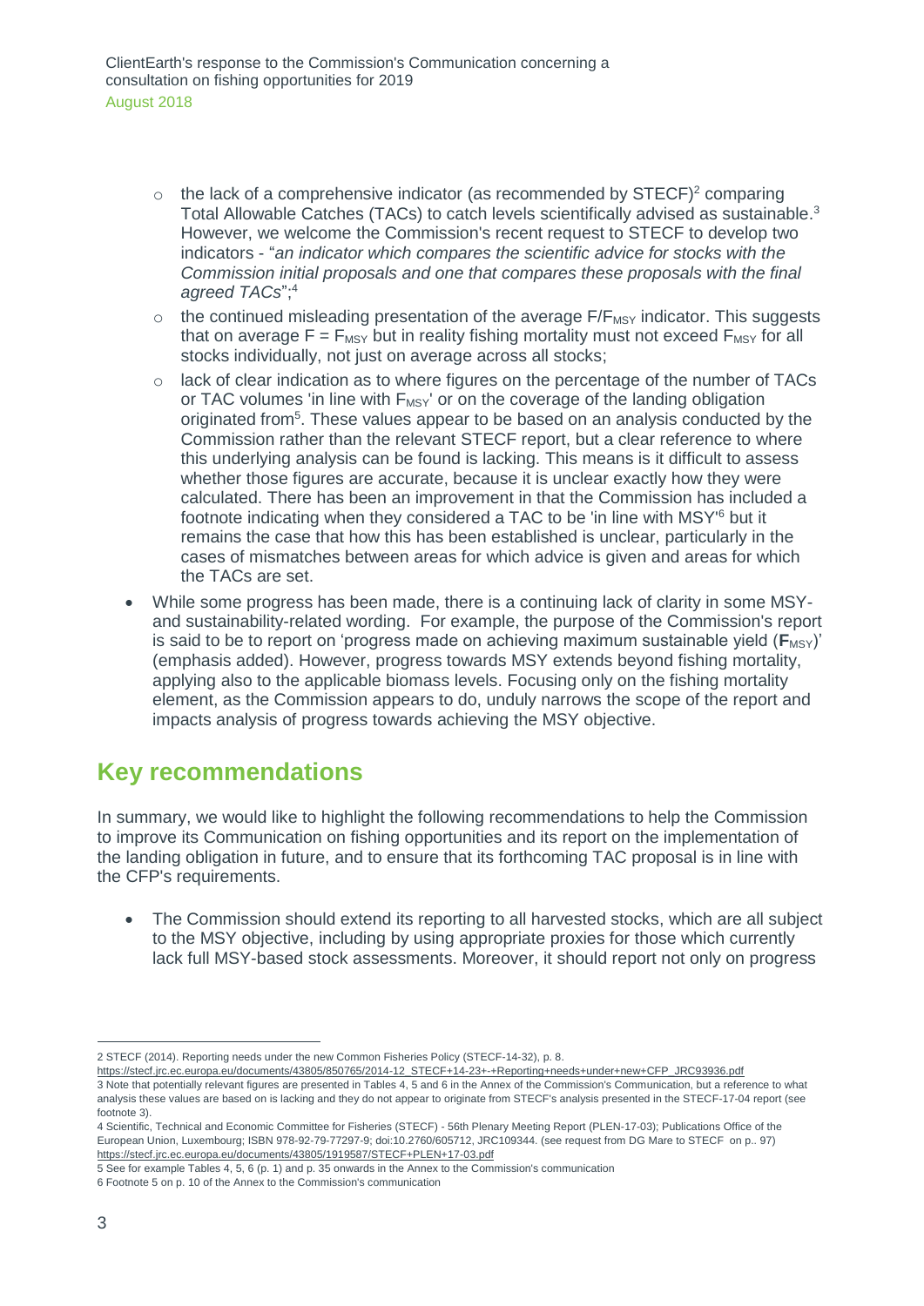- the lack of a comprehensive indicator (as recommended by STECF)[2] comparing Total Allowable Catches (TACs) to catch levels scientifically advised as sustainable.[3] However, we welcome the Commission's recent request to STECF to develop two indicators - "*an indicator which compares the scientific advice for stocks with the Commission initial proposals and one that compares these proposals with the final agreed TACs*";[4]
- the continued misleading presentation of the average $F/F_{MSY}$ indicator. This suggests that on average $F = F_{MSY}$ but in reality fishing mortality must not exceed $F_{MSY}$ for all stocks individually, not just on average across all stocks;
- lack of clear indication as to where figures on the percentage of the number of TACs or TAC volumes 'in line with $F_{MSY}$' or on the coverage of the landing obligation originated from[5]. These values appear to be based on an analysis conducted by the Commission rather than the relevant STECF report, but a clear reference to where this underlying analysis can be found is lacking. This means is it difficult to assess whether those figures are accurate, because it is unclear exactly how they were calculated. There has been an improvement in that the Commission has included a footnote indicating when they considered a TAC to be 'in line with MSY'[6] but it remains the case that how this has been established is unclear, particularly in the cases of mismatches between areas for which advice is given and areas for which the TACs are set.

- While some progress has been made, there is a continuing lack of clarity in some MSY- and sustainability-related wording. For example, the purpose of the Commission's report is said to be to report on 'progress made on achieving maximum sustainable yield (**$F_{MSY}$**)' (emphasis added). However, progress towards MSY extends beyond fishing mortality, applying also to the applicable biomass levels. Focusing only on the fishing mortality element, as the Commission appears to do, unduly narrows the scope of the report and impacts analysis of progress towards achieving the MSY objective.

## Key recommendations

In summary, we would like to highlight the following recommendations to help the Commission to improve its Communication on fishing opportunities and its report on the implementation of the landing obligation in future, and to ensure that its forthcoming TAC proposal is in line with the CFP's requirements.

- The Commission should extend its reporting to all harvested stocks, which are all subject to the MSY objective, including by using appropriate proxies for those which currently lack full MSY-based stock assessments. Moreover, it should report not only on progress

---

2 STECF (2014). Reporting needs under the new Common Fisheries Policy (STECF-14-32), p. 8. https://stecf.jrc.ec.europa.eu/documents/43805/850765/2014-12_STECF+14-23+-+Reporting+needs+under+new+CFP_JRC93936.pdf

3 Note that potentially relevant figures are presented in Tables 4, 5 and 6 in the Annex of the Commission's Communication, but a reference to what analysis these values are based on is lacking and they do not appear to originate from STECF's analysis presented in the STECF-17-04 report (see footnote 3).

4 Scientific, Technical and Economic Committee for Fisheries (STECF) - 56th Plenary Meeting Report (PLEN-17-03); Publications Office of the European Union, Luxembourg; ISBN 978-92-79-77297-9; doi:10.2760/605712, JRC109344. (see request from DG Mare to STECF on p.. 97) https://stecf.jrc.ec.europa.eu/documents/43805/1919587/STECF+PLEN+17-03.pdf

5 See for example Tables 4, 5, 6 (p. 1) and p. 35 onwards in the Annex to the Commission's communication

6 Footnote 5 on p. 10 of the Annex to the Commission's communication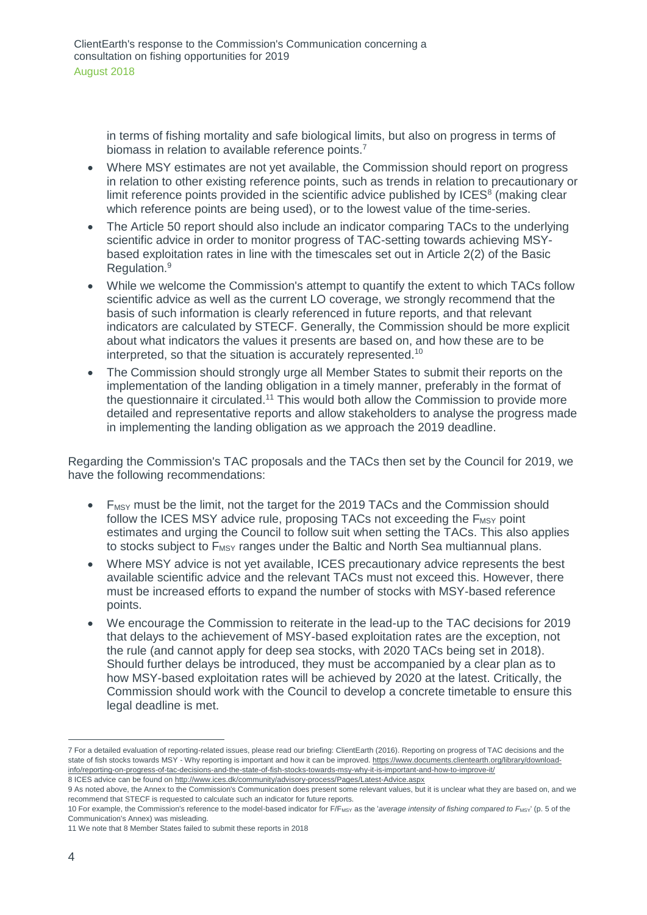in terms of fishing mortality and safe biological limits, but also on progress in terms of biomass in relation to available reference points.[7]

- Where MSY estimates are not yet available, the Commission should report on progress in relation to other existing reference points, such as trends in relation to precautionary or limit reference points provided in the scientific advice published by ICES[8] (making clear which reference points are being used), or to the lowest value of the time-series.
- The Article 50 report should also include an indicator comparing TACs to the underlying scientific advice in order to monitor progress of TAC-setting towards achieving MSY-based exploitation rates in line with the timescales set out in Article 2(2) of the Basic Regulation.[9]
- While we welcome the Commission's attempt to quantify the extent to which TACs follow scientific advice as well as the current LO coverage, we strongly recommend that the basis of such information is clearly referenced in future reports, and that relevant indicators are calculated by STECF. Generally, the Commission should be more explicit about what indicators the values it presents are based on, and how these are to be interpreted, so that the situation is accurately represented.[10]
- The Commission should strongly urge all Member States to submit their reports on the implementation of the landing obligation in a timely manner, preferably in the format of the questionnaire it circulated.[11] This would both allow the Commission to provide more detailed and representative reports and allow stakeholders to analyse the progress made in implementing the landing obligation as we approach the 2019 deadline.

Regarding the Commission's TAC proposals and the TACs then set by the Council for 2019, we have the following recommendations:

- $F_{MSY}$ must be the limit, not the target for the 2019 TACs and the Commission should follow the ICES MSY advice rule, proposing TACs not exceeding the $F_{MSY}$ point estimates and urging the Council to follow suit when setting the TACs. This also applies to stocks subject to $F_{MSY}$ ranges under the Baltic and North Sea multiannual plans.
- Where MSY advice is not yet available, ICES precautionary advice represents the best available scientific advice and the relevant TACs must not exceed this. However, there must be increased efforts to expand the number of stocks with MSY-based reference points.
- We encourage the Commission to reiterate in the lead-up to the TAC decisions for 2019 that delays to the achievement of MSY-based exploitation rates are the exception, not the rule (and cannot apply for deep sea stocks, with 2020 TACs being set in 2018). Should further delays be introduced, they must be accompanied by a clear plan as to how MSY-based exploitation rates will be achieved by 2020 at the latest. Critically, the Commission should work with the Council to develop a concrete timetable to ensure this legal deadline is met.

---

7 For a detailed evaluation of reporting-related issues, please read our briefing: ClientEarth (2016). Reporting on progress of TAC decisions and the state of fish stocks towards MSY - Why reporting is important and how it can be improved. https://www.documents.clientearth.org/library/download-info/reporting-on-progress-of-tac-decisions-and-the-state-of-fish-stocks-towards-msy-why-it-is-important-and-how-to-improve-it/

8 ICES advice can be found on http://www.ices.dk/community/advisory-process/Pages/Latest-Advice.aspx

9 As noted above, the Annex to the Commission's Communication does present some relevant values, but it is unclear what they are based on, and we recommend that STECF is requested to calculate such an indicator for future reports.

10 For example, the Commission's reference to the model-based indicator for $F/F_{MSY}$ as the '*average intensity of fishing compared to $F_{MSY}$*' (p. 5 of the Communication's Annex) was misleading.

11 We note that 8 Member States failed to submit these reports in 2018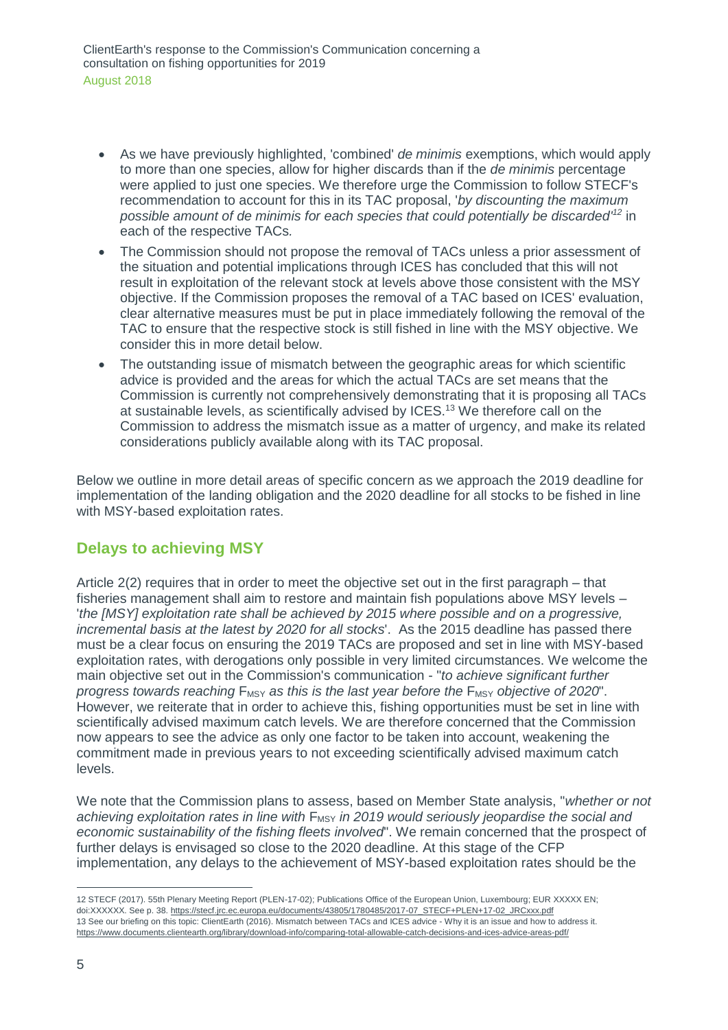- As we have previously highlighted, 'combined' *de minimis* exemptions, which would apply to more than one species, allow for higher discards than if the *de minimis* percentage were applied to just one species. We therefore urge the Commission to follow STECF's recommendation to account for this in its TAC proposal, '*by discounting the maximum possible amount of de minimis for each species that could potentially be discarded'*[12] in each of the respective TACs.
- The Commission should not propose the removal of TACs unless a prior assessment of the situation and potential implications through ICES has concluded that this will not result in exploitation of the relevant stock at levels above those consistent with the MSY objective. If the Commission proposes the removal of a TAC based on ICES' evaluation, clear alternative measures must be put in place immediately following the removal of the TAC to ensure that the respective stock is still fished in line with the MSY objective. We consider this in more detail below.
- The outstanding issue of mismatch between the geographic areas for which scientific advice is provided and the areas for which the actual TACs are set means that the Commission is currently not comprehensively demonstrating that it is proposing all TACs at sustainable levels, as scientifically advised by ICES.[13] We therefore call on the Commission to address the mismatch issue as a matter of urgency, and make its related considerations publicly available along with its TAC proposal.

Below we outline in more detail areas of specific concern as we approach the 2019 deadline for implementation of the landing obligation and the 2020 deadline for all stocks to be fished in line with MSY-based exploitation rates.

## Delays to achieving MSY

Article 2(2) requires that in order to meet the objective set out in the first paragraph – that fisheries management shall aim to restore and maintain fish populations above MSY levels – '*the [MSY] exploitation rate shall be achieved by 2015 where possible and on a progressive, incremental basis at the latest by 2020 for all stocks*'. As the 2015 deadline has passed there must be a clear focus on ensuring the 2019 TACs are proposed and set in line with MSY-based exploitation rates, with derogations only possible in very limited circumstances. We welcome the main objective set out in the Commission's communication - "*to achieve significant further progress towards reaching* $F_{MSY}$ *as this is the last year before the* $F_{MSY}$ *objective of 2020*". However, we reiterate that in order to achieve this, fishing opportunities must be set in line with scientifically advised maximum catch levels. We are therefore concerned that the Commission now appears to see the advice as only one factor to be taken into account, weakening the commitment made in previous years to not exceeding scientifically advised maximum catch levels.

We note that the Commission plans to assess, based on Member State analysis, "*whether or not achieving exploitation rates in line with* $F_{MSY}$ *in 2019 would seriously jeopardise the social and economic sustainability of the fishing fleets involved*". We remain concerned that the prospect of further delays is envisaged so close to the 2020 deadline. At this stage of the CFP implementation, any delays to the achievement of MSY-based exploitation rates should be the

---

12 STECF (2017). 55th Plenary Meeting Report (PLEN-17-02); Publications Office of the European Union, Luxembourg; EUR XXXXX EN; doi:XXXXXX. See p. 38. https://stecf.jrc.ec.europa.eu/documents/43805/1780485/2017-07_STECF+PLEN+17-02_JRCxxx.pdf

13 See our briefing on this topic: ClientEarth (2016). Mismatch between TACs and ICES advice - Why it is an issue and how to address it. https://www.documents.clientearth.org/library/download-info/comparing-total-allowable-catch-decisions-and-ices-advice-areas-pdf/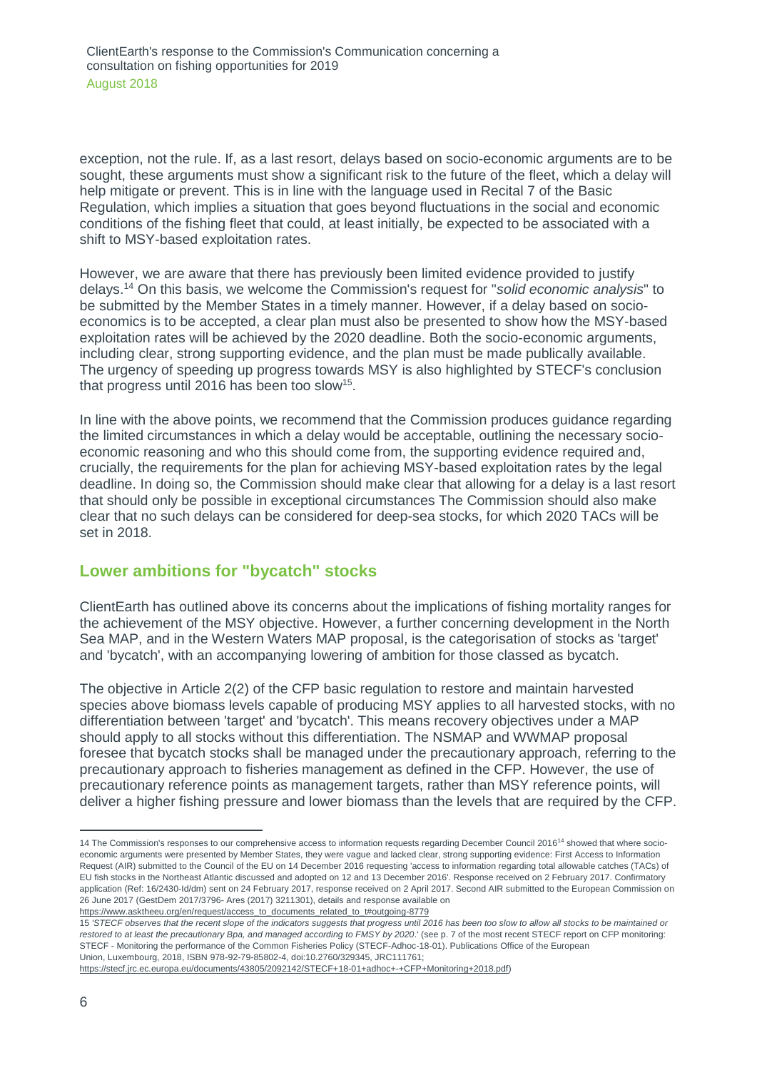exception, not the rule. If, as a last resort, delays based on socio-economic arguments are to be sought, these arguments must show a significant risk to the future of the fleet, which a delay will help mitigate or prevent. This is in line with the language used in Recital 7 of the Basic Regulation, which implies a situation that goes beyond fluctuations in the social and economic conditions of the fishing fleet that could, at least initially, be expected to be associated with a shift to MSY-based exploitation rates.

However, we are aware that there has previously been limited evidence provided to justify delays.[14] On this basis, we welcome the Commission's request for "*solid economic analysis*" to be submitted by the Member States in a timely manner. However, if a delay based on socio-economics is to be accepted, a clear plan must also be presented to show how the MSY-based exploitation rates will be achieved by the 2020 deadline. Both the socio-economic arguments, including clear, strong supporting evidence, and the plan must be made publically available. The urgency of speeding up progress towards MSY is also highlighted by STECF's conclusion that progress until 2016 has been too slow[15].

In line with the above points, we recommend that the Commission produces guidance regarding the limited circumstances in which a delay would be acceptable, outlining the necessary socio-economic reasoning and who this should come from, the supporting evidence required and, crucially, the requirements for the plan for achieving MSY-based exploitation rates by the legal deadline. In doing so, the Commission should make clear that allowing for a delay is a last resort that should only be possible in exceptional circumstances The Commission should also make clear that no such delays can be considered for deep-sea stocks, for which 2020 TACs will be set in 2018.

## Lower ambitions for "bycatch" stocks

ClientEarth has outlined above its concerns about the implications of fishing mortality ranges for the achievement of the MSY objective. However, a further concerning development in the North Sea MAP, and in the Western Waters MAP proposal, is the categorisation of stocks as 'target' and 'bycatch', with an accompanying lowering of ambition for those classed as bycatch.

The objective in Article 2(2) of the CFP basic regulation to restore and maintain harvested species above biomass levels capable of producing MSY applies to all harvested stocks, with no differentiation between 'target' and 'bycatch'. This means recovery objectives under a MAP should apply to all stocks without this differentiation. The NSMAP and WWMAP proposal foresee that bycatch stocks shall be managed under the precautionary approach, referring to the precautionary approach to fisheries management as defined in the CFP. However, the use of precautionary reference points as management targets, rather than MSY reference points, will deliver a higher fishing pressure and lower biomass than the levels that are required by the CFP.

---

14 The Commission's responses to our comprehensive access to information requests regarding December Council 2016[14] showed that where socio-economic arguments were presented by Member States, they were vague and lacked clear, strong supporting evidence: First Access to Information Request (AIR) submitted to the Council of the EU on 14 December 2016 requesting 'access to information regarding total allowable catches (TACs) of EU fish stocks in the Northeast Atlantic discussed and adopted on 12 and 13 December 2016'. Response received on 2 February 2017. Confirmatory application (Ref: 16/2430-ld/dm) sent on 24 February 2017, response received on 2 April 2017. Second AIR submitted to the European Commission on 26 June 2017 (GestDem 2017/3796- Ares (2017) 3211301), details and response available on https://www.asktheeu.org/en/request/access_to_documents_related_to_t#outgoing-8779

15 '*STECF observes that the recent slope of the indicators suggests that progress until 2016 has been too slow to allow all stocks to be maintained or restored to at least the precautionary Bpa, and managed according to FMSY by 2020*.' (see p. 7 of the most recent STECF report on CFP monitoring: STECF - Monitoring the performance of the Common Fisheries Policy (STECF-Adhoc-18-01). Publications Office of the European Union, Luxembourg, 2018, ISBN 978-92-79-85802-4, doi:10.2760/329345, JRC111761; https://stecf.jrc.ec.europa.eu/documents/43805/2092142/STECF+18-01+adhoc+-+CFP+Monitoring+2018.pdf)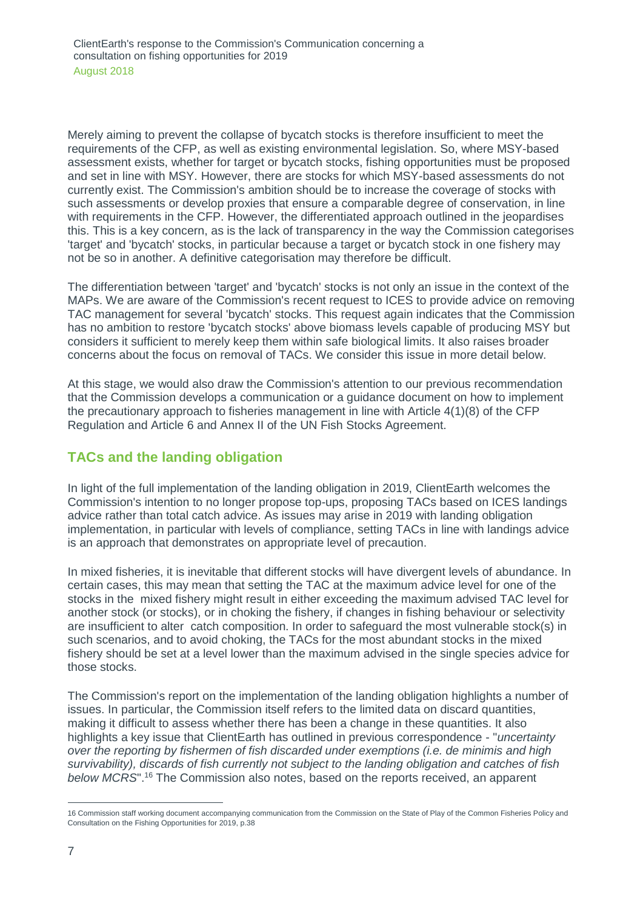Merely aiming to prevent the collapse of bycatch stocks is therefore insufficient to meet the requirements of the CFP, as well as existing environmental legislation. So, where MSY-based assessment exists, whether for target or bycatch stocks, fishing opportunities must be proposed and set in line with MSY. However, there are stocks for which MSY-based assessments do not currently exist. The Commission's ambition should be to increase the coverage of stocks with such assessments or develop proxies that ensure a comparable degree of conservation, in line with requirements in the CFP. However, the differentiated approach outlined in the jeopardises this. This is a key concern, as is the lack of transparency in the way the Commission categorises 'target' and 'bycatch' stocks, in particular because a target or bycatch stock in one fishery may not be so in another. A definitive categorisation may therefore be difficult.

The differentiation between 'target' and 'bycatch' stocks is not only an issue in the context of the MAPs. We are aware of the Commission's recent request to ICES to provide advice on removing TAC management for several 'bycatch' stocks. This request again indicates that the Commission has no ambition to restore 'bycatch stocks' above biomass levels capable of producing MSY but considers it sufficient to merely keep them within safe biological limits. It also raises broader concerns about the focus on removal of TACs. We consider this issue in more detail below.

At this stage, we would also draw the Commission's attention to our previous recommendation that the Commission develops a communication or a guidance document on how to implement the precautionary approach to fisheries management in line with Article 4(1)(8) of the CFP Regulation and Article 6 and Annex II of the UN Fish Stocks Agreement.

## TACs and the landing obligation

In light of the full implementation of the landing obligation in 2019, ClientEarth welcomes the Commission's intention to no longer propose top-ups, proposing TACs based on ICES landings advice rather than total catch advice. As issues may arise in 2019 with landing obligation implementation, in particular with levels of compliance, setting TACs in line with landings advice is an approach that demonstrates on appropriate level of precaution.

In mixed fisheries, it is inevitable that different stocks will have divergent levels of abundance. In certain cases, this may mean that setting the TAC at the maximum advice level for one of the stocks in the mixed fishery might result in either exceeding the maximum advised TAC level for another stock (or stocks), or in choking the fishery, if changes in fishing behaviour or selectivity are insufficient to alter catch composition. In order to safeguard the most vulnerable stock(s) in such scenarios, and to avoid choking, the TACs for the most abundant stocks in the mixed fishery should be set at a level lower than the maximum advised in the single species advice for those stocks.

The Commission's report on the implementation of the landing obligation highlights a number of issues. In particular, the Commission itself refers to the limited data on discard quantities, making it difficult to assess whether there has been a change in these quantities. It also highlights a key issue that ClientEarth has outlined in previous correspondence - "*uncertainty over the reporting by fishermen of fish discarded under exemptions (i.e. de minimis and high survivability), discards of fish currently not subject to the landing obligation and catches of fish below MCRS*".[16] The Commission also notes, based on the reports received, an apparent

---

16 Commission staff working document accompanying communication from the Commission on the State of Play of the Common Fisheries Policy and Consultation on the Fishing Opportunities for 2019, p.38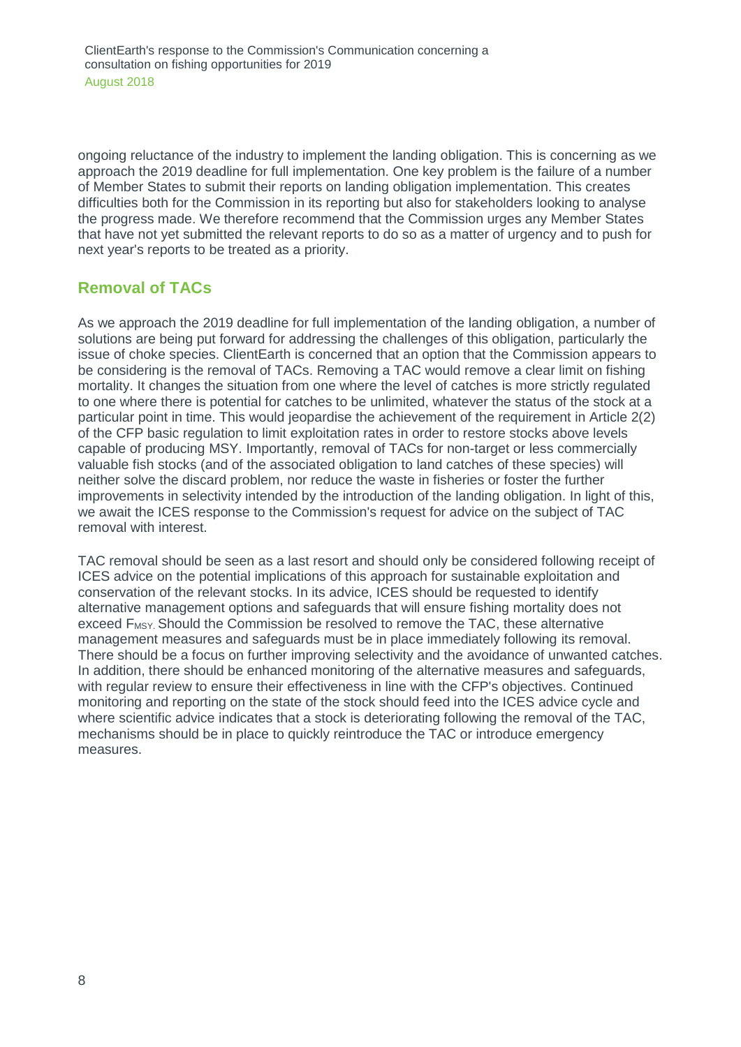ongoing reluctance of the industry to implement the landing obligation. This is concerning as we approach the 2019 deadline for full implementation. One key problem is the failure of a number of Member States to submit their reports on landing obligation implementation. This creates difficulties both for the Commission in its reporting but also for stakeholders looking to analyse the progress made. We therefore recommend that the Commission urges any Member States that have not yet submitted the relevant reports to do so as a matter of urgency and to push for next year's reports to be treated as a priority.

## Removal of TACs

As we approach the 2019 deadline for full implementation of the landing obligation, a number of solutions are being put forward for addressing the challenges of this obligation, particularly the issue of choke species. ClientEarth is concerned that an option that the Commission appears to be considering is the removal of TACs. Removing a TAC would remove a clear limit on fishing mortality. It changes the situation from one where the level of catches is more strictly regulated to one where there is potential for catches to be unlimited, whatever the status of the stock at a particular point in time. This would jeopardise the achievement of the requirement in Article 2(2) of the CFP basic regulation to limit exploitation rates in order to restore stocks above levels capable of producing MSY. Importantly, removal of TACs for non-target or less commercially valuable fish stocks (and of the associated obligation to land catches of these species) will neither solve the discard problem, nor reduce the waste in fisheries or foster the further improvements in selectivity intended by the introduction of the landing obligation. In light of this, we await the ICES response to the Commission's request for advice on the subject of TAC removal with interest.

TAC removal should be seen as a last resort and should only be considered following receipt of ICES advice on the potential implications of this approach for sustainable exploitation and conservation of the relevant stocks. In its advice, ICES should be requested to identify alternative management options and safeguards that will ensure fishing mortality does not exceed $F_{MSY}$. Should the Commission be resolved to remove the TAC, these alternative management measures and safeguards must be in place immediately following its removal. There should be a focus on further improving selectivity and the avoidance of unwanted catches. In addition, there should be enhanced monitoring of the alternative measures and safeguards, with regular review to ensure their effectiveness in line with the CFP's objectives. Continued monitoring and reporting on the state of the stock should feed into the ICES advice cycle and where scientific advice indicates that a stock is deteriorating following the removal of the TAC, mechanisms should be in place to quickly reintroduce the TAC or introduce emergency measures.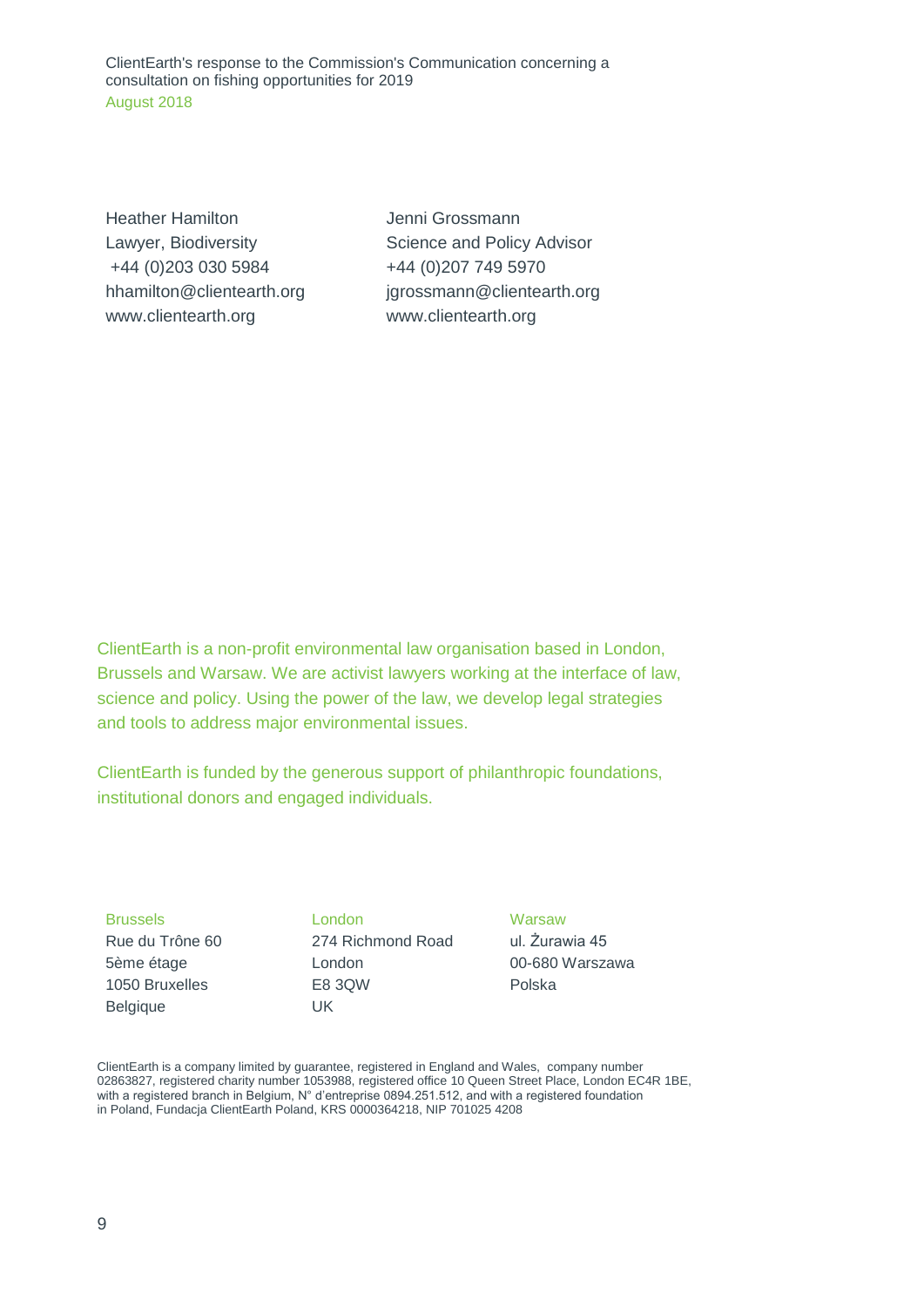ClientEarth's response to the Commission's Communication concerning a consultation on fishing opportunities for 2019

August 2018

Heather Hamilton
Lawyer, Biodiversity
+44 (0)203 030 5984
hhamilton@clientearth.org
www.clientearth.org

Jenni Grossmann
Science and Policy Advisor
+44 (0)207 749 5970
jgrossmann@clientearth.org
www.clientearth.org

ClientEarth is a non-profit environmental law organisation based in London, Brussels and Warsaw. We are activist lawyers working at the interface of law, science and policy. Using the power of the law, we develop legal strategies and tools to address major environmental issues.

ClientEarth is funded by the generous support of philanthropic foundations, institutional donors and engaged individuals.

Brussels
Rue du Trône 60
5ème étage
1050 Bruxelles
Belgique

London
274 Richmond Road
London
E8 3QW
UK

Warsaw
ul. Żurawia 45
00-680 Warszawa
Polska

ClientEarth is a company limited by guarantee, registered in England and Wales, company number 02863827, registered charity number 1053988, registered office 10 Queen Street Place, London EC4R 1BE, with a registered branch in Belgium, N° d'entreprise 0894.251.512, and with a registered foundation in Poland, Fundacja ClientEarth Poland, KRS 0000364218, NIP 701025 4208